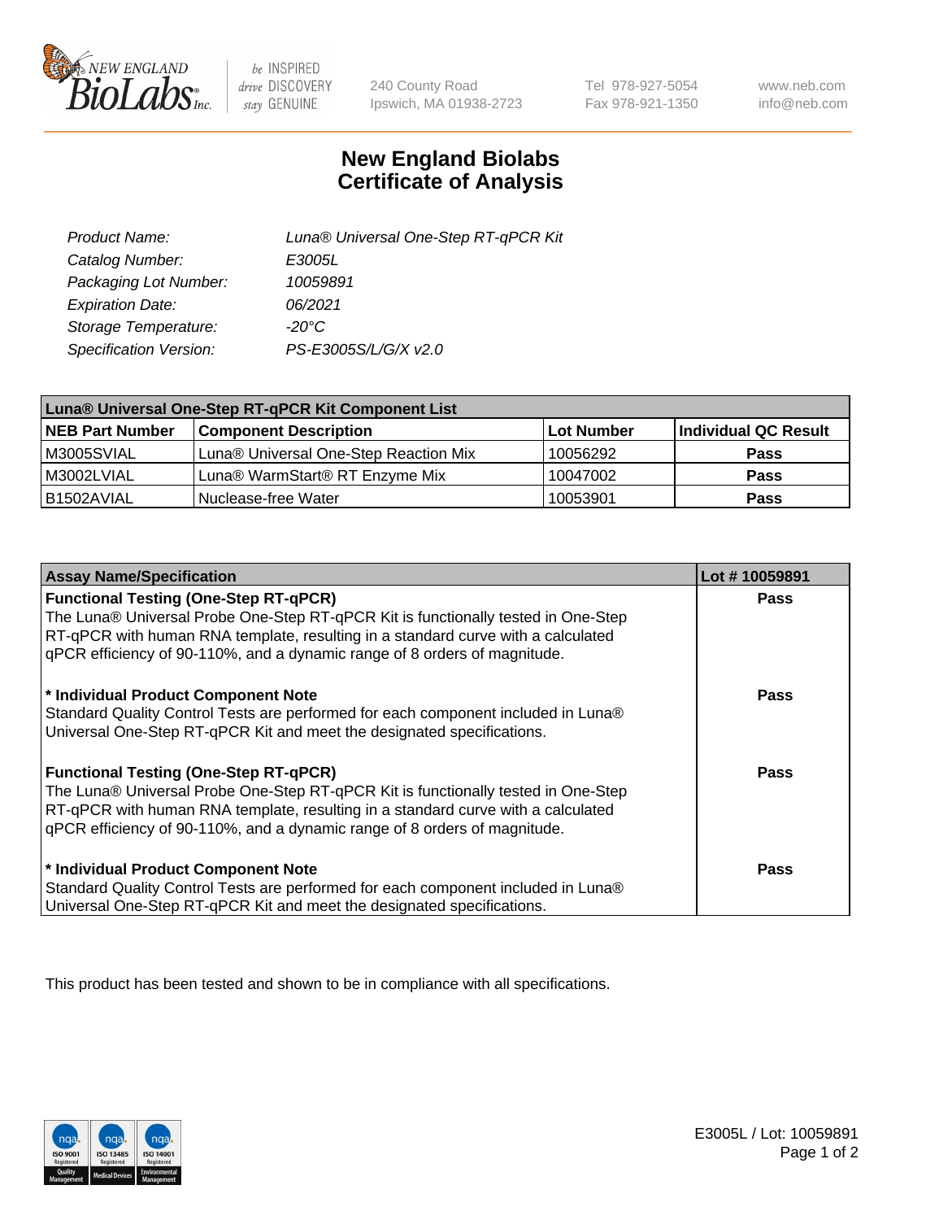# New England Biolabs Certificate of Analysis

| | |
|---|---|
| *Product Name:* | *Luna® Universal One-Step RT-qPCR Kit* |
| *Catalog Number:* | *E3005L* |
| *Packaging Lot Number:* | *10059891* |
| *Expiration Date:* | *06/2021* |
| *Storage Temperature:* | *-20°C* |
| *Specification Version:* | *PS-E3005S/L/G/X v2.0* |

| Luna® Universal One-Step RT-qPCR Kit Component List | | | |
|---|---|---|---|
| **NEB Part Number** | **Component Description** | **Lot Number** | **Individual QC Result** |
| M3005SVIAL | Luna® Universal One-Step Reaction Mix | 10056292 | **Pass** |
| M3002LVIAL | Luna® WarmStart® RT Enzyme Mix | 10047002 | **Pass** |
| B1502AVIAL | Nuclease-free Water | 10053901 | **Pass** |

| Assay Name/Specification | Lot # 10059891 |
|---|---|
| **Functional Testing (One-Step RT-qPCR)**<br>The Luna® Universal Probe One-Step RT-qPCR Kit is functionally tested in One-Step RT-qPCR with human RNA template, resulting in a standard curve with a calculated qPCR efficiency of 90-110%, and a dynamic range of 8 orders of magnitude. | **Pass** |
| **\* Individual Product Component Note**<br>Standard Quality Control Tests are performed for each component included in Luna® Universal One-Step RT-qPCR Kit and meet the designated specifications. | **Pass** |
| **Functional Testing (One-Step RT-qPCR)**<br>The Luna® Universal Probe One-Step RT-qPCR Kit is functionally tested in One-Step RT-qPCR with human RNA template, resulting in a standard curve with a calculated qPCR efficiency of 90-110%, and a dynamic range of 8 orders of magnitude. | **Pass** |
| **\* Individual Product Component Note**<br>Standard Quality Control Tests are performed for each component included in Luna® Universal One-Step RT-qPCR Kit and meet the designated specifications. | **Pass** |

This product has been tested and shown to be in compliance with all specifications.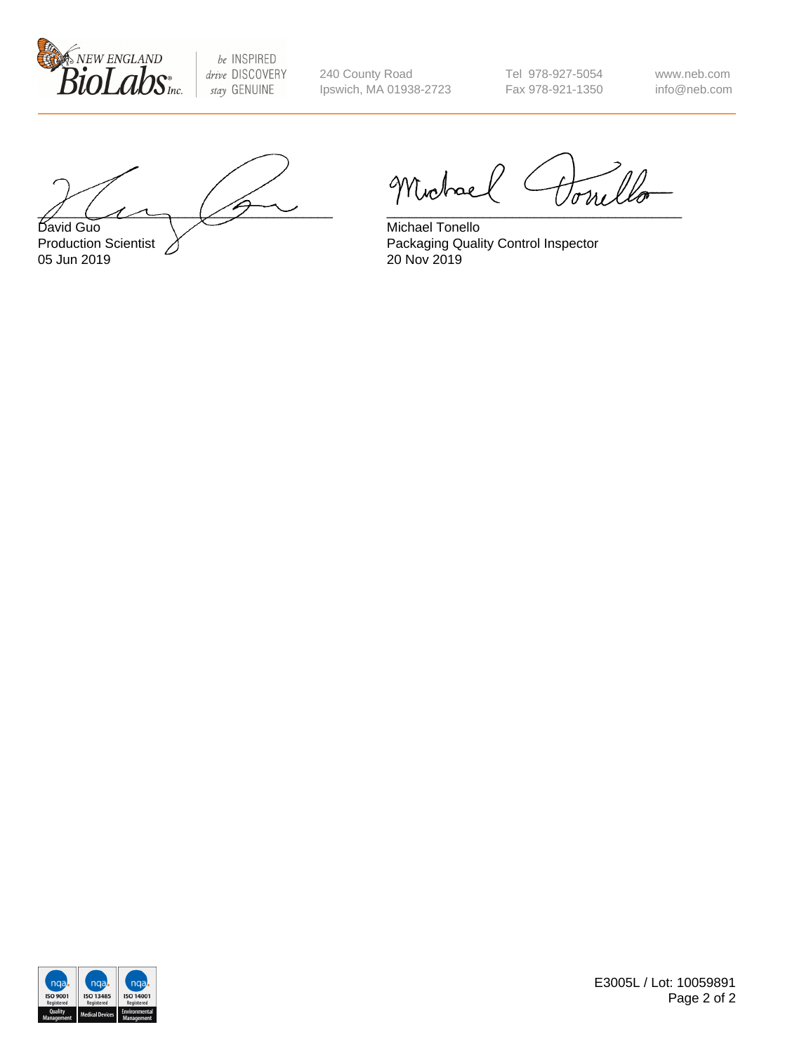240 County Road
Ipswich, MA 01938-2723

Tel 978-927-5054
Fax 978-921-1350

www.neb.com
info@neb.com

David Guo
Production Scientist
05 Jun 2019

Michael Tonello
Packaging Quality Control Inspector
20 Nov 2019

E3005L / Lot: 10059891